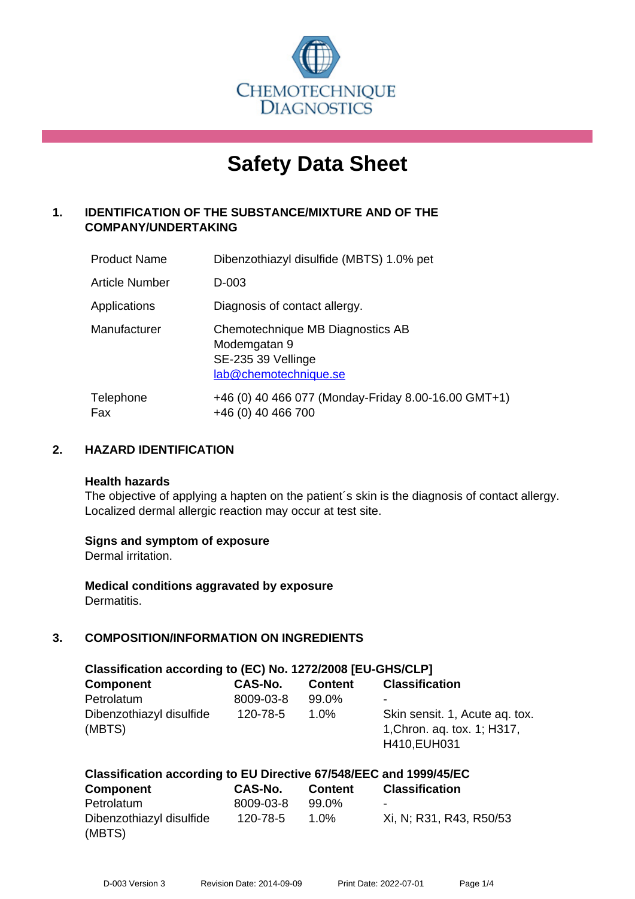CHEMOTECHNIQUE DIAGNOSTICS

# Safety Data Sheet

## 1. IDENTIFICATION OF THE SUBSTANCE/MIXTURE AND OF THE COMPANY/UNDERTAKING

| | |
|---|---|
| Product Name | Dibenzothiazyl disulfide (MBTS) 1.0% pet |
| Article Number | D-003 |
| Applications | Diagnosis of contact allergy. |
| Manufacturer | Chemotechnique MB Diagnostics AB<br>Modemgatan 9<br>SE-235 39 Vellinge<br>lab@chemotechnique.se |
| Telephone<br>Fax | +46 (0) 40 466 077 (Monday-Friday 8.00-16.00 GMT+1)<br>+46 (0) 40 466 700 |

## 2. HAZARD IDENTIFICATION

**Health hazards**
The objective of applying a hapten on the patient´s skin is the diagnosis of contact allergy. Localized dermal allergic reaction may occur at test site.

**Signs and symptom of exposure**
Dermal irritation.

**Medical conditions aggravated by exposure**
Dermatitis.

## 3. COMPOSITION/INFORMATION ON INGREDIENTS

**Classification according to (EC) No. 1272/2008 [EU-GHS/CLP]**

| Component | CAS-No. | Content | Classification |
|---|---|---|---|
| Petrolatum | 8009-03-8 | 99.0% | - |
| Dibenzothiazyl disulfide (MBTS) | 120-78-5 | 1.0% | Skin sensit. 1, Acute aq. tox. 1,Chron. aq. tox. 1; H317, H410,EUH031 |

**Classification according to EU Directive 67/548/EEC and 1999/45/EC**

| Component | CAS-No. | Content | Classification |
|---|---|---|---|
| Petrolatum | 8009-03-8 | 99.0% | - |
| Dibenzothiazyl disulfide (MBTS) | 120-78-5 | 1.0% | Xi, N; R31, R43, R50/53 |

D-003 Version 3 Revision Date: 2014-09-09 Print Date: 2022-07-01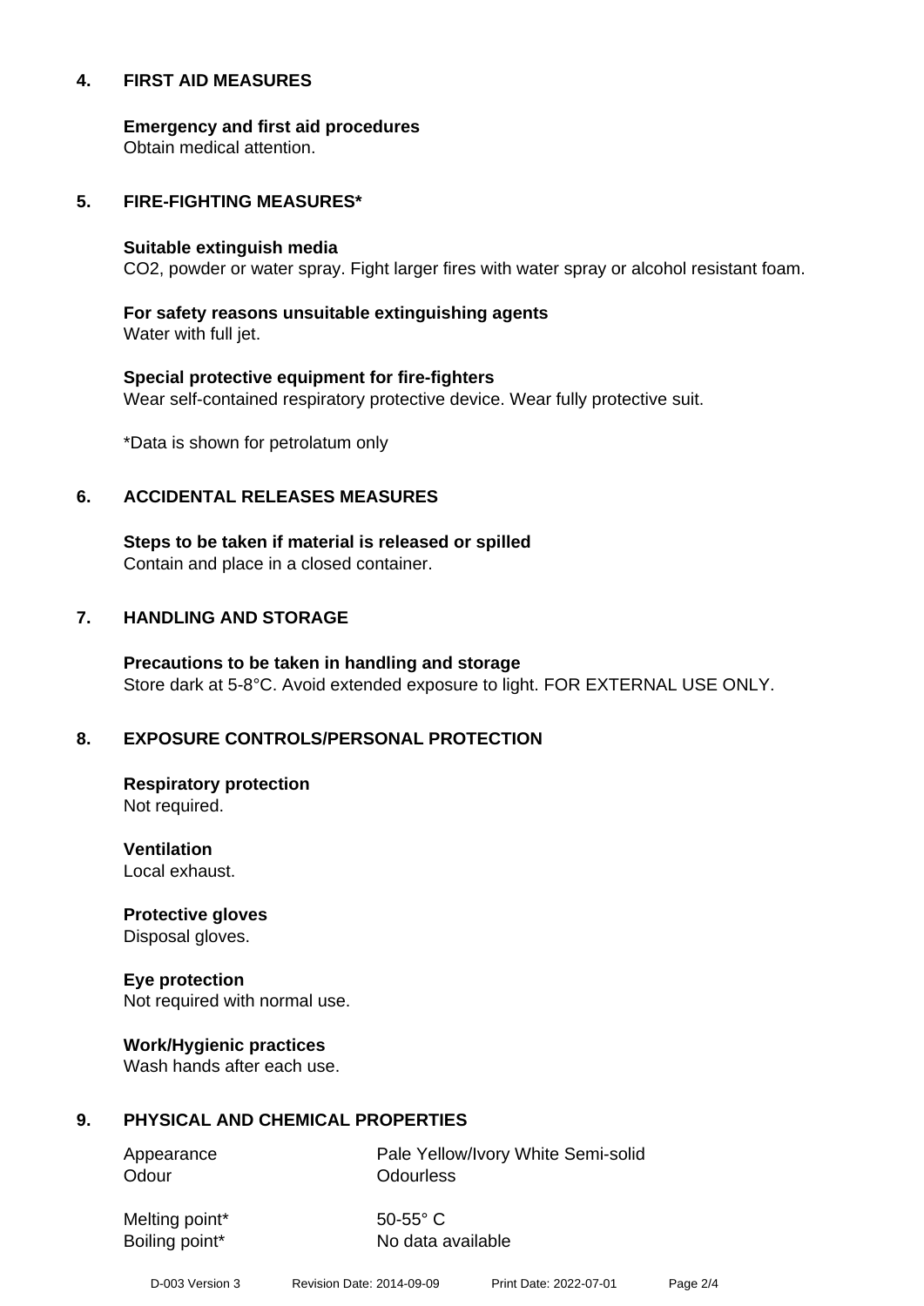## 4. FIRST AID MEASURES

**Emergency and first aid procedures**
Obtain medical attention.

## 5. FIRE-FIGHTING MEASURES*

**Suitable extinguish media**
CO2, powder or water spray. Fight larger fires with water spray or alcohol resistant foam.

**For safety reasons unsuitable extinguishing agents**
Water with full jet.

**Special protective equipment for fire-fighters**
Wear self-contained respiratory protective device. Wear fully protective suit.

*Data is shown for petrolatum only

## 6. ACCIDENTAL RELEASES MEASURES

**Steps to be taken if material is released or spilled**
Contain and place in a closed container.

## 7. HANDLING AND STORAGE

**Precautions to be taken in handling and storage**
Store dark at 5-8°C. Avoid extended exposure to light. FOR EXTERNAL USE ONLY.

## 8. EXPOSURE CONTROLS/PERSONAL PROTECTION

**Respiratory protection**
Not required.

**Ventilation**
Local exhaust.

**Protective gloves**
Disposal gloves.

**Eye protection**
Not required with normal use.

**Work/Hygienic practices**
Wash hands after each use.

## 9. PHYSICAL AND CHEMICAL PROPERTIES

| | |
|---|---|
| Appearance | Pale Yellow/Ivory White Semi-solid |
| Odour | Odourless |
| Melting point* | 50-55° C |
| Boiling point* | No data available |

D-003 Version 3 Revision Date: 2014-09-09 Print Date: 2022-07-01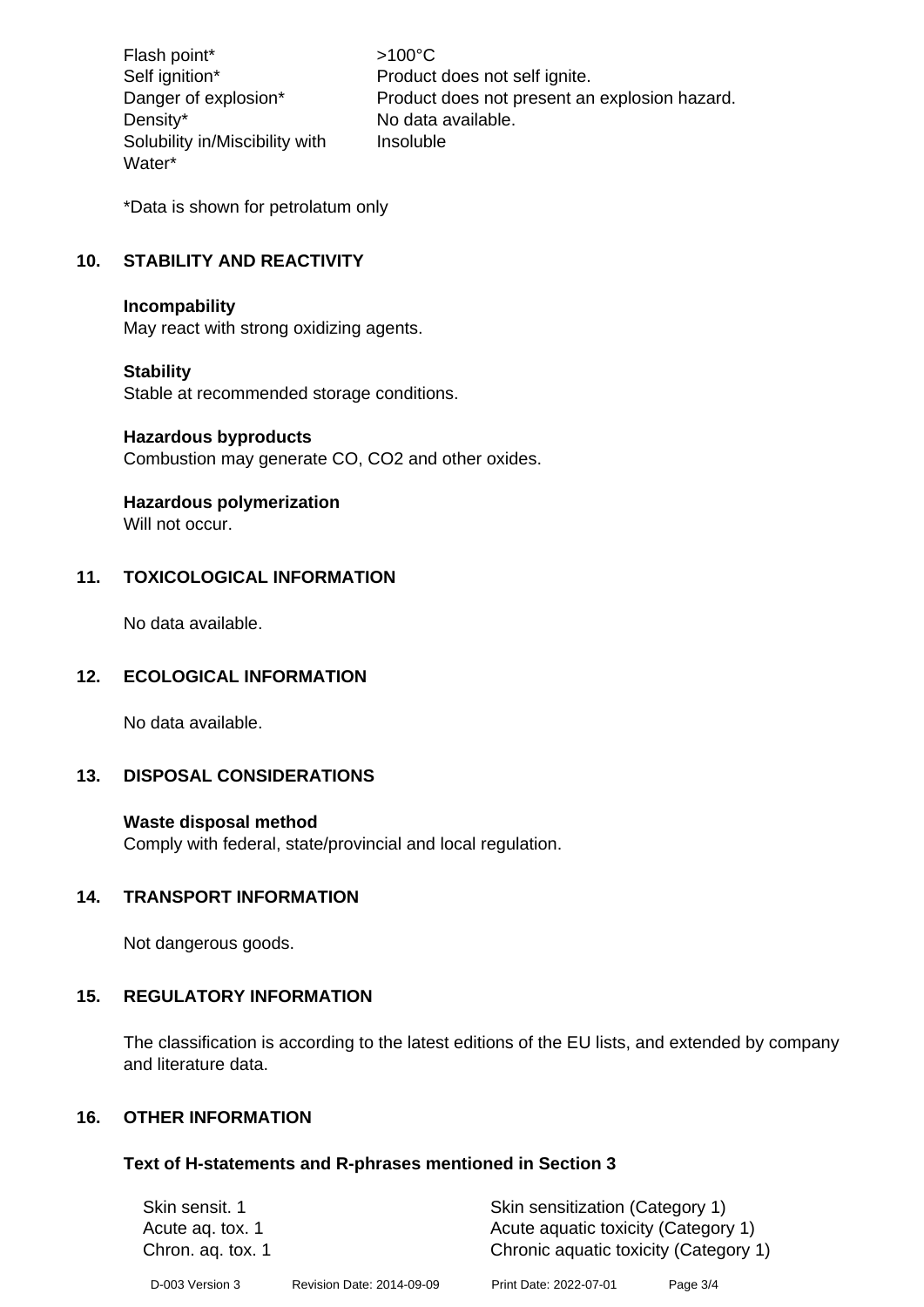| | |
|---|---|
| Flash point* | >100°C |
| Self ignition* | Product does not self ignite. |
| Danger of explosion* | Product does not present an explosion hazard. |
| Density* | No data available. |
| Solubility in/Miscibility with Water* | Insoluble |

*Data is shown for petrolatum only

## 10. STABILITY AND REACTIVITY

**Incompability**
May react with strong oxidizing agents.

**Stability**
Stable at recommended storage conditions.

**Hazardous byproducts**
Combustion may generate CO, $CO_2$ and other oxides.

**Hazardous polymerization**
Will not occur.

## 11. TOXICOLOGICAL INFORMATION

No data available.

## 12. ECOLOGICAL INFORMATION

No data available.

## 13. DISPOSAL CONSIDERATIONS

**Waste disposal method**
Comply with federal, state/provincial and local regulation.

## 14. TRANSPORT INFORMATION

Not dangerous goods.

## 15. REGULATORY INFORMATION

The classification is according to the latest editions of the EU lists, and extended by company and literature data.

## 16. OTHER INFORMATION

### Text of H-statements and R-phrases mentioned in Section 3

| | |
|---|---|
| Skin sensit. 1 | Skin sensitization (Category 1) |
| Acute aq. tox. 1 | Acute aquatic toxicity (Category 1) |
| Chron. aq. tox. 1 | Chronic aquatic toxicity (Category 1) |

D-003 Version 3 Revision Date: 2014-09-09 Print Date: 2022-07-01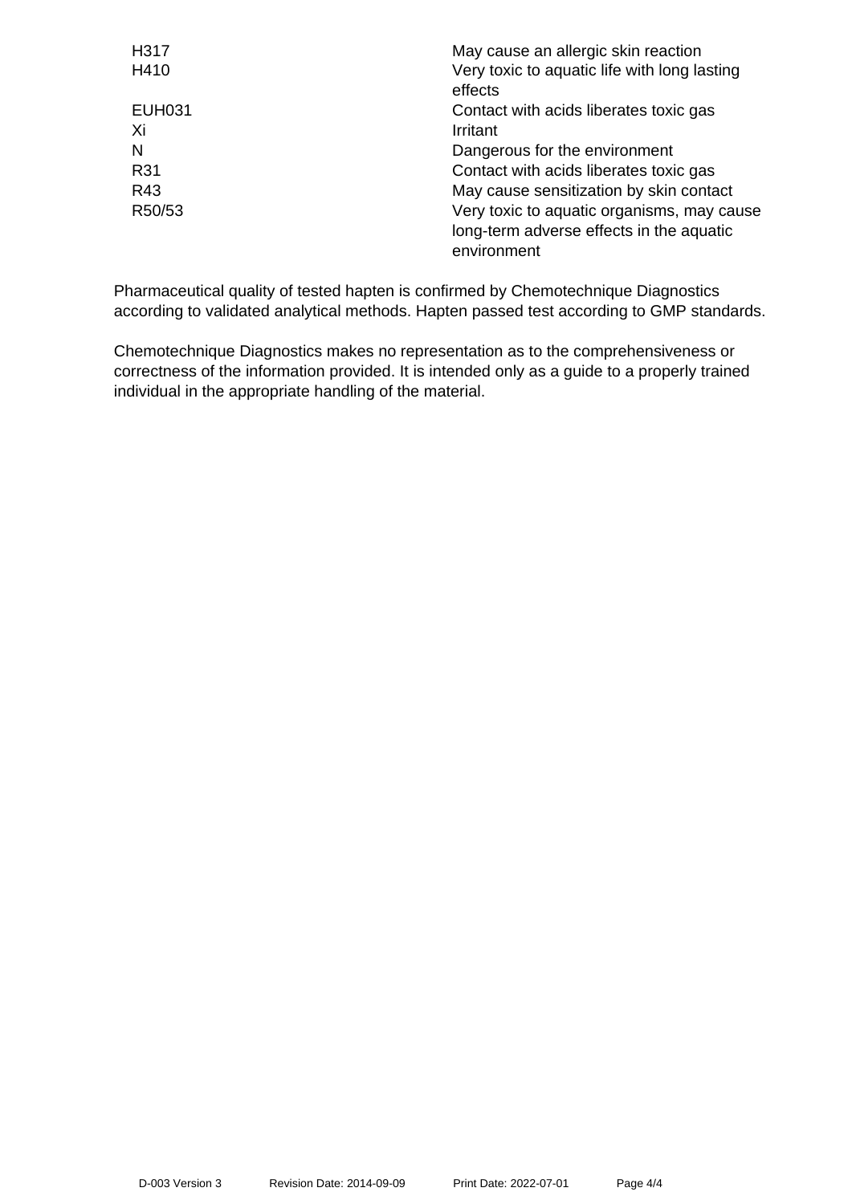| | |
|---|---|
| H317 | May cause an allergic skin reaction |
| H410 | Very toxic to aquatic life with long lasting effects |
| EUH031 | Contact with acids liberates toxic gas |
| Xi | Irritant |
| N | Dangerous for the environment |
| R31 | Contact with acids liberates toxic gas |
| R43 | May cause sensitization by skin contact |
| R50/53 | Very toxic to aquatic organisms, may cause long-term adverse effects in the aquatic environment |

Pharmaceutical quality of tested hapten is confirmed by Chemotechnique Diagnostics according to validated analytical methods. Hapten passed test according to GMP standards.

Chemotechnique Diagnostics makes no representation as to the comprehensiveness or correctness of the information provided. It is intended only as a guide to a properly trained individual in the appropriate handling of the material.